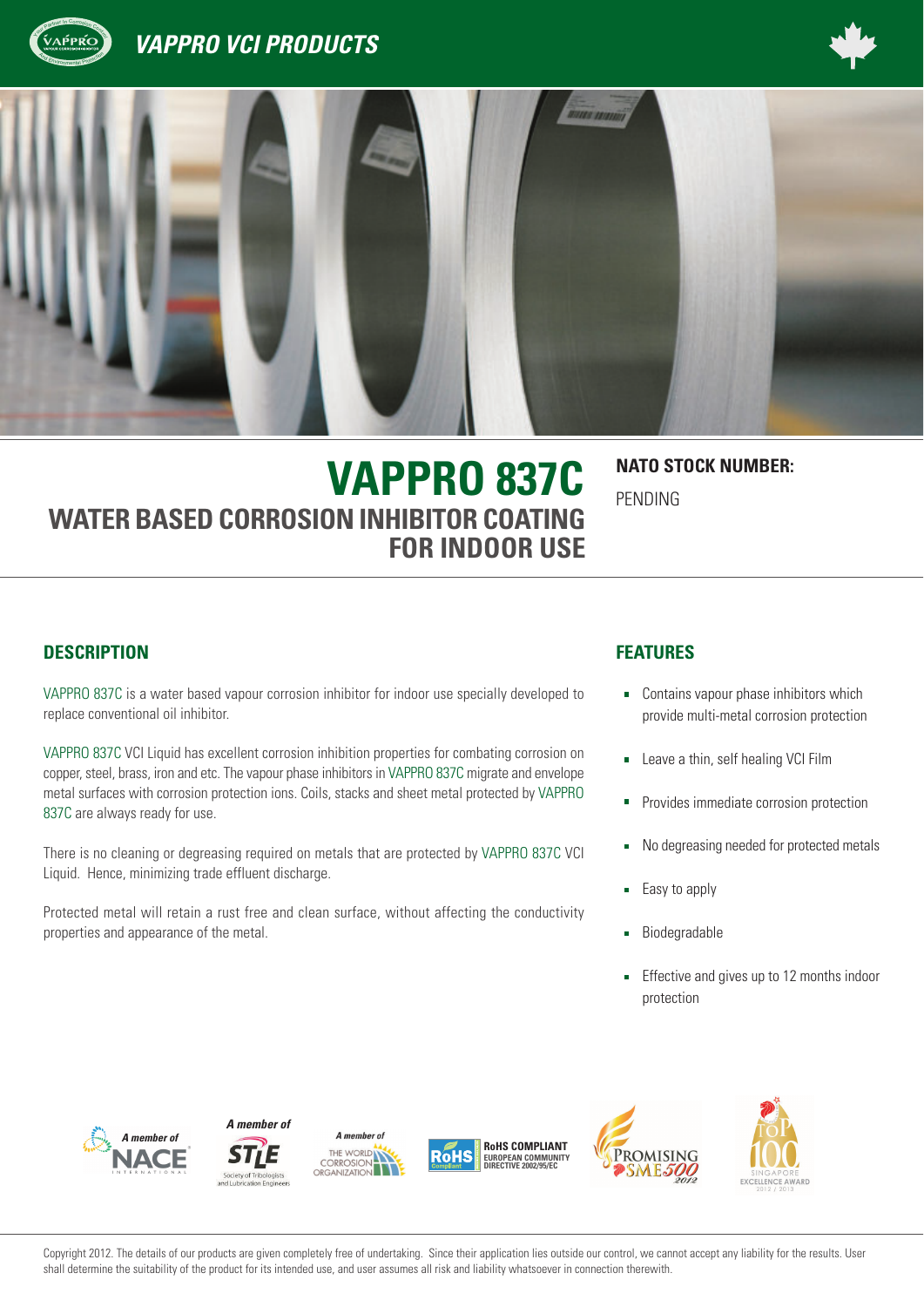# VAPPRO VCI PRODUCTS

# VAPPRO 837C

## WATER BASED CORROSION INHIBITOR COATING FOR INDOOR USE

**NATO STOCK NUMBER:**

PENDING

## DESCRIPTION

VAPPRO 837C is a water based vapour corrosion inhibitor for indoor use specially developed to replace conventional oil inhibitor.

VAPPRO 837C VCI Liquid has excellent corrosion inhibition properties for combating corrosion on copper, steel, brass, iron and etc. The vapour phase inhibitors in VAPPRO 837C migrate and envelope metal surfaces with corrosion protection ions. Coils, stacks and sheet metal protected by VAPPRO 837C are always ready for use.

There is no cleaning or degreasing required on metals that are protected by VAPPRO 837C VCI Liquid. Hence, minimizing trade effluent discharge.

Protected metal will retain a rust free and clean surface, without affecting the conductivity properties and appearance of the metal.

## FEATURES

- Contains vapour phase inhibitors which provide multi-metal corrosion protection
- Leave a thin, self healing VCI Film
- Provides immediate corrosion protection
- No degreasing needed for protected metals
- Easy to apply
- Biodegradable
- Effective and gives up to 12 months indoor protection

A member of NACE International

A member of STLE Society of Tribologists and Lubrication Engineers

A member of The World Corrosion Organization

RoHS COMPLIANT EUROPEAN COMMUNITY DIRECTIVE 2002/95/EC

PROMISING SME500 2012

TOP 100 SINGAPORE EXCELLENCE AWARD 2012 / 2013

Copyright 2012. The details of our products are given completely free of undertaking. Since their application lies outside our control, we cannot accept any liability for the results. User shall determine the suitability of the product for its intended use, and user assumes all risk and liability whatsoever in connection therewith.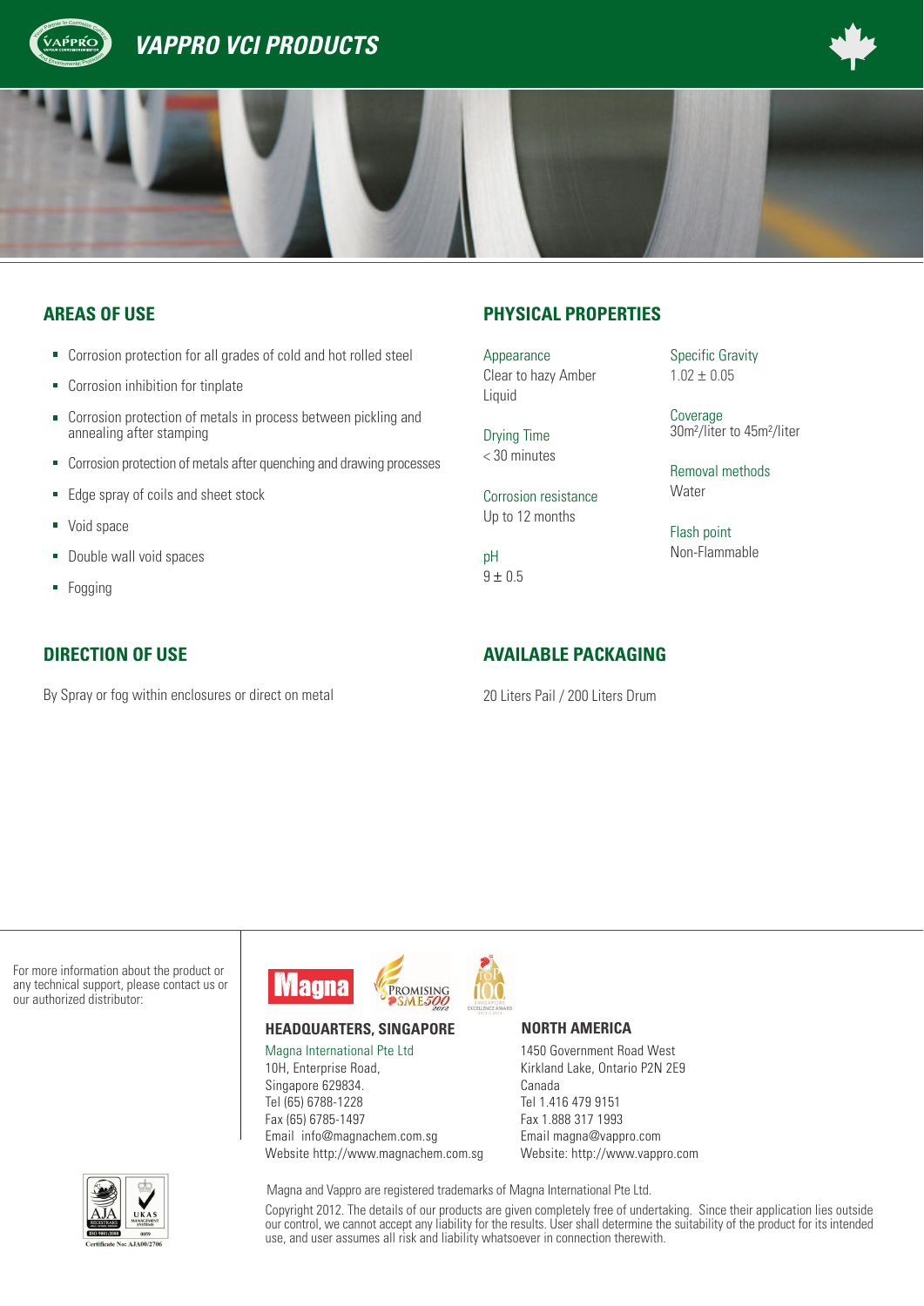## AREAS OF USE

- Corrosion protection for all grades of cold and hot rolled steel
- Corrosion inhibition for tinplate
- Corrosion protection of metals in process between pickling and annealing after stamping
- Corrosion protection of metals after quenching and drawing processes
- Edge spray of coils and sheet stock
- Void space
- Double wall void spaces
- Fogging

## PHYSICAL PROPERTIES

Appearance
Clear to hazy Amber Liquid

Drying Time
< 30 minutes

Corrosion resistance
Up to 12 months

pH
9 ± 0.5

Specific Gravity
1.02 ± 0.05

Coverage
$30m^2$/liter to $45m^2$/liter

Removal methods
Water

Flash point
Non-Flammable

## DIRECTION OF USE

By Spray or fog within enclosures or direct on metal

## AVAILABLE PACKAGING

20 Liters Pail / 200 Liters Drum

For more information about the product or any technical support, please contact us or our authorized distributor:

### HEADQUARTERS, SINGAPORE

Magna International Pte Ltd
10H, Enterprise Road,
Singapore 629834.
Tel (65) 6788-1228
Fax (65) 6785-1497
Email info@magnachem.com.sg
Website http://www.magnachem.com.sg

### NORTH AMERICA

1450 Government Road West
Kirkland Lake, Ontario P2N 2E9
Canada
Tel 1.416 479 9151
Fax 1.888 317 1993
Email magna@vappro.com
Website: http://www.vappro.com

Magna and Vappro are registered trademarks of Magna International Pte Ltd.

Copyright 2012. The details of our products are given completely free of undertaking. Since their application lies outside our control, we cannot accept any liability for the results. User shall determine the suitability of the product for its intended use, and user assumes all risk and liability whatsoever in connection therewith.

Certificate No: AJA00/2706